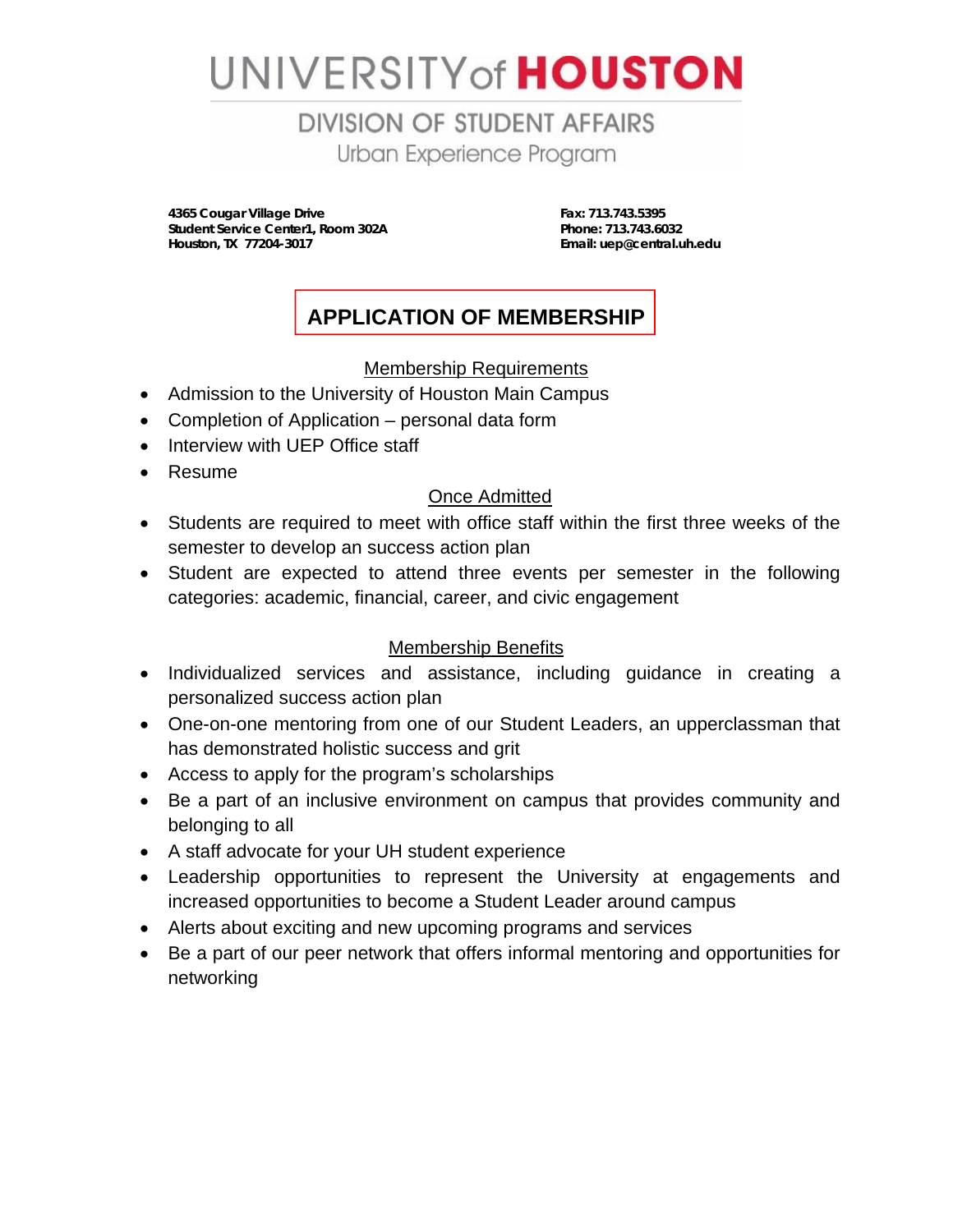# UNIVERSITY of HOUSTON

## DIVISION OF STUDENT AFFAIRS

Urban Experience Program

**4365 Cougar Village Drive**
**Student Service Center1, Room 302A**
**Houston, TX 77204-3017**

**Fax: 713.743.5395**
**Phone: 713.743.6032**
**Email: uep@central.uh.edu**

## APPLICATION OF MEMBERSHIP

### Membership Requirements

- Admission to the University of Houston Main Campus
- Completion of Application – personal data form
- Interview with UEP Office staff
- Resume

### Once Admitted

- Students are required to meet with office staff within the first three weeks of the semester to develop an success action plan
- Student are expected to attend three events per semester in the following categories: academic, financial, career, and civic engagement

### Membership Benefits

- Individualized services and assistance, including guidance in creating a personalized success action plan
- One-on-one mentoring from one of our Student Leaders, an upperclassman that has demonstrated holistic success and grit
- Access to apply for the program's scholarships
- Be a part of an inclusive environment on campus that provides community and belonging to all
- A staff advocate for your UH student experience
- Leadership opportunities to represent the University at engagements and increased opportunities to become a Student Leader around campus
- Alerts about exciting and new upcoming programs and services
- Be a part of our peer network that offers informal mentoring and opportunities for networking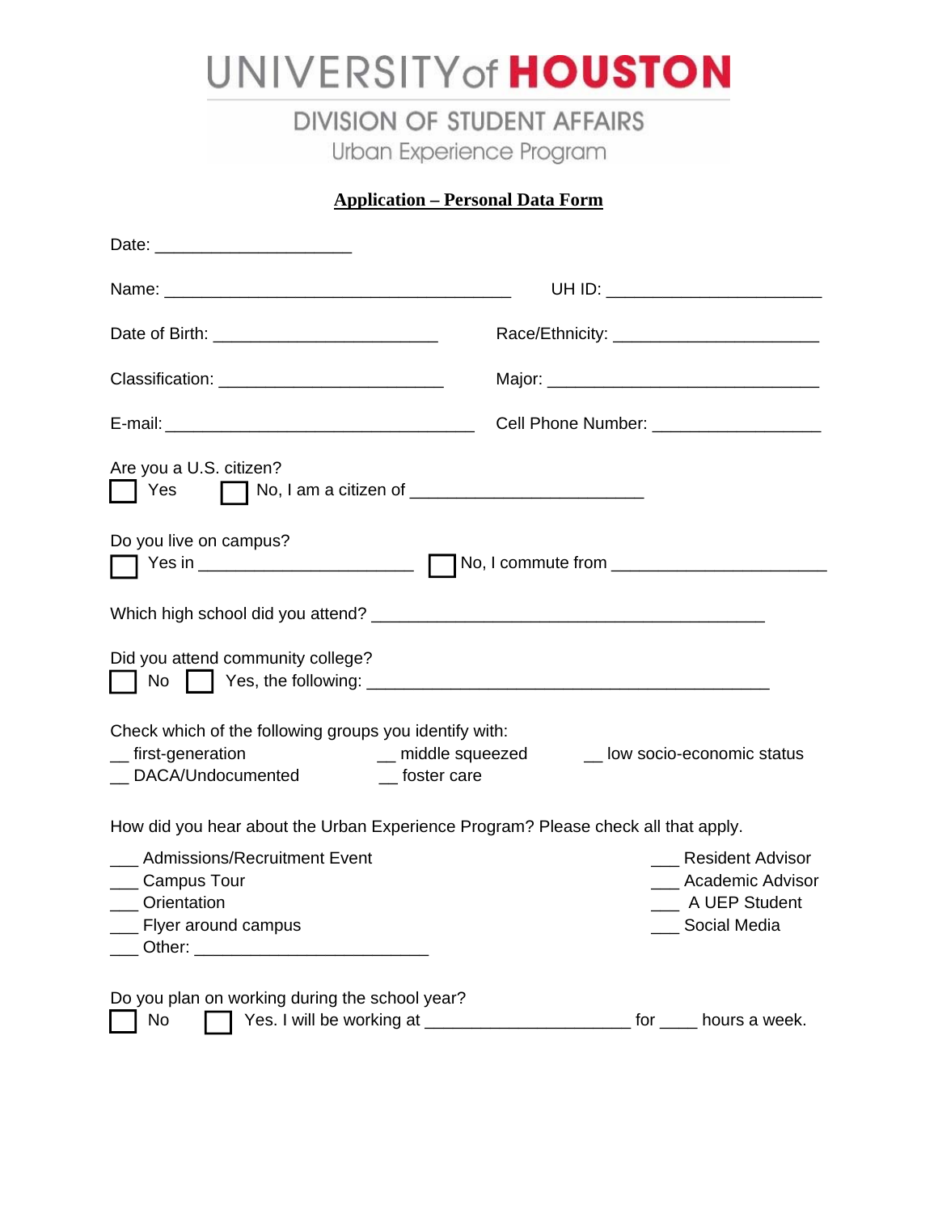# UNIVERSITY of HOUSTON

## DIVISION OF STUDENT AFFAIRS

Urban Experience Program

**Application – Personal Data Form**

Date: ____________________

Name: ___________________________________ UH ID: ______________________

Date of Birth: _______________________ Race/Ethnicity: _____________________

Classification: _______________________ Major: ____________________________

E-mail: _______________________________ Cell Phone Number: _________________

Are you a U.S. citizen?

☐ Yes ☐ No, I am a citizen of ________________________

Do you live on campus?

☐ Yes in ______________________ ☐ No, I commute from ______________________

Which high school did you attend? ________________________________________

Did you attend community college?

☐ No ☐ Yes, the following: _________________________________________

Check which of the following groups you identify with:

__ first-generation __ middle squeezed __ low socio-economic status

__ DACA/Undocumented __ foster care

How did you hear about the Urban Experience Program? Please check all that apply.

___ Admissions/Recruitment Event

___ Campus Tour

___ Orientation

___ Flyer around campus

___ Other: ________________________

___ Resident Advisor

___ Academic Advisor

___ A UEP Student

___ Social Media

Do you plan on working during the school year?

☐ No ☐ Yes. I will be working at _____________________ for ____ hours a week.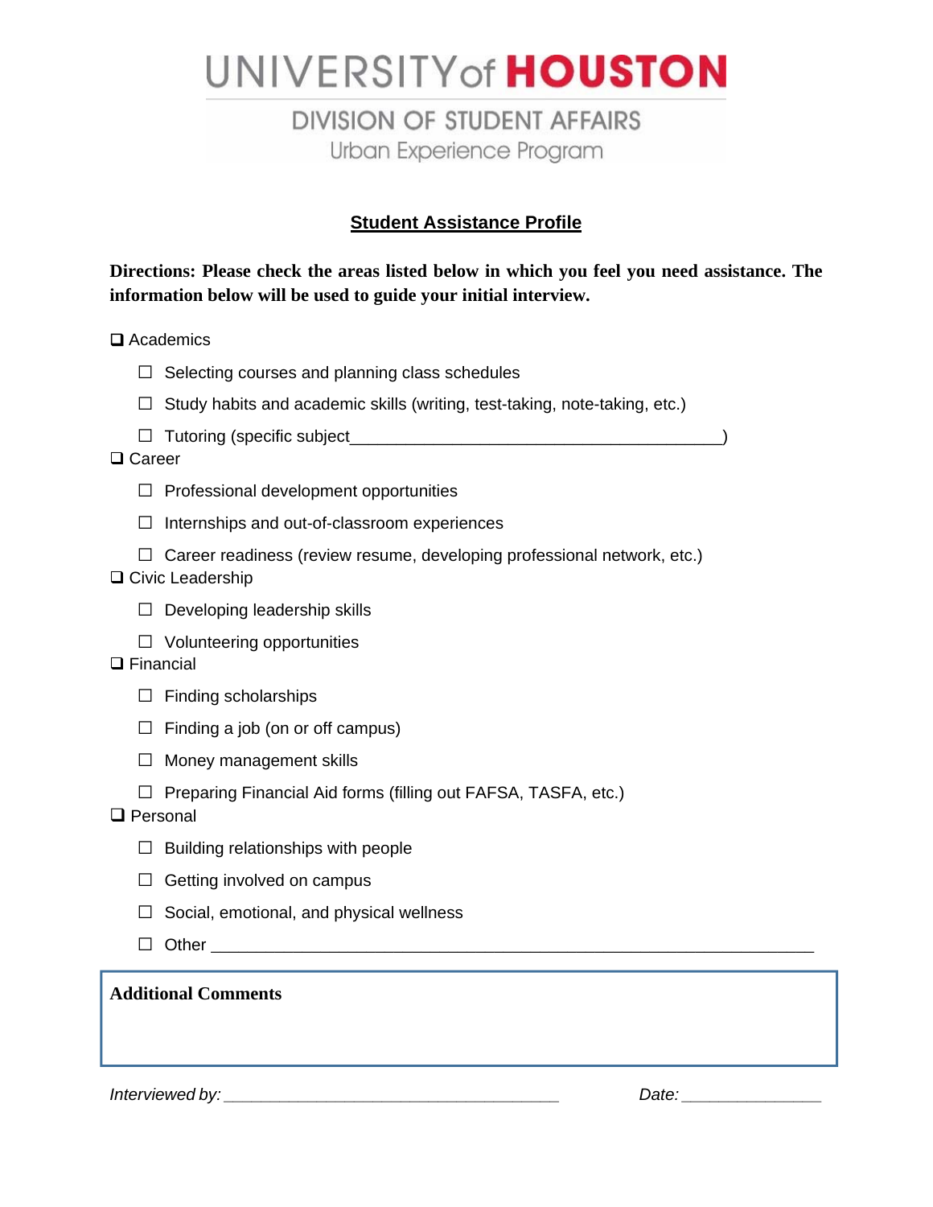# UNIVERSITY of HOUSTON

## DIVISION OF STUDENT AFFAIRS

### Urban Experience Program

## Student Assistance Profile

**Directions: Please check the areas listed below in which you feel you need assistance. The information below will be used to guide your initial interview.**

- ❑ Academics
  - ☐ Selecting courses and planning class schedules
  - ☐ Study habits and academic skills (writing, test-taking, note-taking, etc.)
  - ☐ Tutoring (specific subject_________________________________________)
- ❑ Career
  - ☐ Professional development opportunities
  - ☐ Internships and out-of-classroom experiences
  - ☐ Career readiness (review resume, developing professional network, etc.)
- ❑ Civic Leadership
  - ☐ Developing leadership skills
  - ☐ Volunteering opportunities
- ❑ Financial
  - ☐ Finding scholarships
  - ☐ Finding a job (on or off campus)
  - ☐ Money management skills
  - ☐ Preparing Financial Aid forms (filling out FAFSA, TASFA, etc.)
- ❑ Personal
  - ☐ Building relationships with people
  - ☐ Getting involved on campus
  - ☐ Social, emotional, and physical wellness
  - ☐ Other ____________________________________________________________________

**Additional Comments**

*Interviewed by:* ______________________________________ *Date:* ________________